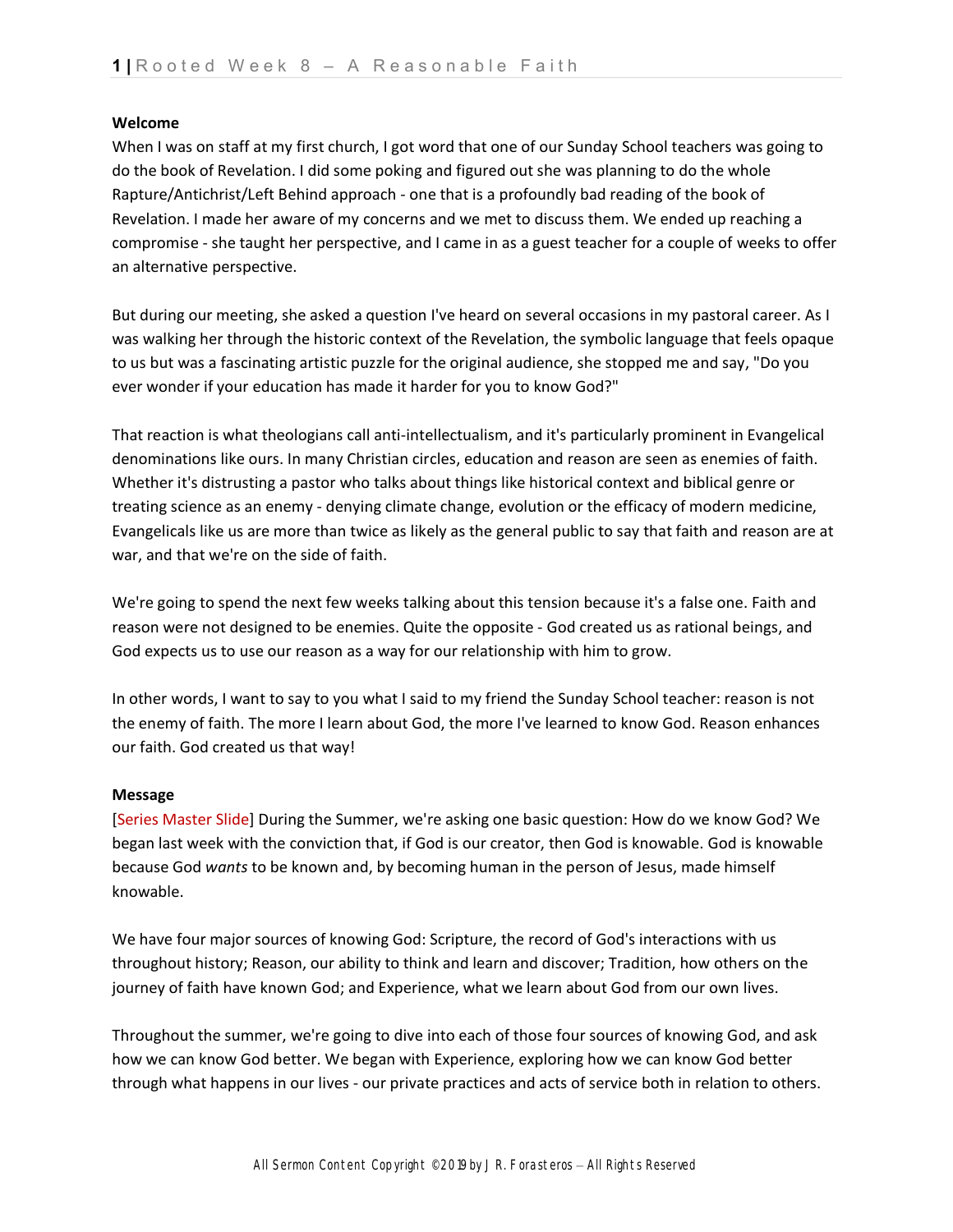**Welcome**

When I was on staff at my first church, I got word that one of our Sunday School teachers was going to do the book of Revelation. I did some poking and figured out she was planning to do the whole Rapture/Antichrist/Left Behind approach - one that is a profoundly bad reading of the book of Revelation. I made her aware of my concerns and we met to discuss them. We ended up reaching a compromise - she taught her perspective, and I came in as a guest teacher for a couple of weeks to offer an alternative perspective.

But during our meeting, she asked a question I've heard on several occasions in my pastoral career. As I was walking her through the historic context of the Revelation, the symbolic language that feels opaque to us but was a fascinating artistic puzzle for the original audience, she stopped me and say, "Do you ever wonder if your education has made it harder for you to know God?"

That reaction is what theologians call anti-intellectualism, and it's particularly prominent in Evangelical denominations like ours. In many Christian circles, education and reason are seen as enemies of faith. Whether it's distrusting a pastor who talks about things like historical context and biblical genre or treating science as an enemy - denying climate change, evolution or the efficacy of modern medicine, Evangelicals like us are more than twice as likely as the general public to say that faith and reason are at war, and that we're on the side of faith.

We're going to spend the next few weeks talking about this tension because it's a false one. Faith and reason were not designed to be enemies. Quite the opposite - God created us as rational beings, and God expects us to use our reason as a way for our relationship with him to grow.

In other words, I want to say to you what I said to my friend the Sunday School teacher: reason is not the enemy of faith. The more I learn about God, the more I've learned to know God. Reason enhances our faith. God created us that way!

**Message**

[Series Master Slide] During the Summer, we're asking one basic question: How do we know God? We began last week with the conviction that, if God is our creator, then God is knowable. God is knowable because God *wants* to be known and, by becoming human in the person of Jesus, made himself knowable.

We have four major sources of knowing God: Scripture, the record of God's interactions with us throughout history; Reason, our ability to think and learn and discover; Tradition, how others on the journey of faith have known God; and Experience, what we learn about God from our own lives.

Throughout the summer, we're going to dive into each of those four sources of knowing God, and ask how we can know God better. We began with Experience, exploring how we can know God better through what happens in our lives - our private practices and acts of service both in relation to others.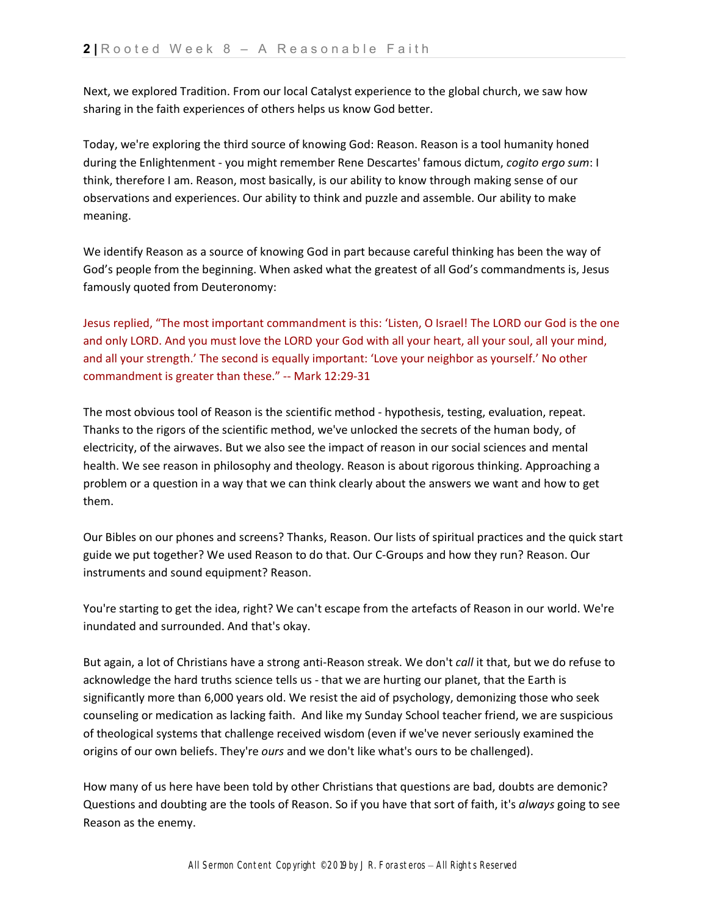Next, we explored Tradition. From our local Catalyst experience to the global church, we saw how sharing in the faith experiences of others helps us know God better.

Today, we're exploring the third source of knowing God: Reason. Reason is a tool humanity honed during the Enlightenment - you might remember Rene Descartes' famous dictum, *cogito ergo sum*: I think, therefore I am. Reason, most basically, is our ability to know through making sense of our observations and experiences. Our ability to think and puzzle and assemble. Our ability to make meaning.

We identify Reason as a source of knowing God in part because careful thinking has been the way of God's people from the beginning. When asked what the greatest of all God's commandments is, Jesus famously quoted from Deuteronomy:

Jesus replied, "The most important commandment is this: 'Listen, O Israel! The LORD our God is the one and only LORD. And you must love the LORD your God with all your heart, all your soul, all your mind, and all your strength.' The second is equally important: 'Love your neighbor as yourself.' No other commandment is greater than these." -- Mark 12:29-31

The most obvious tool of Reason is the scientific method - hypothesis, testing, evaluation, repeat. Thanks to the rigors of the scientific method, we've unlocked the secrets of the human body, of electricity, of the airwaves. But we also see the impact of reason in our social sciences and mental health. We see reason in philosophy and theology. Reason is about rigorous thinking. Approaching a problem or a question in a way that we can think clearly about the answers we want and how to get them.

Our Bibles on our phones and screens? Thanks, Reason. Our lists of spiritual practices and the quick start guide we put together? We used Reason to do that. Our C-Groups and how they run? Reason. Our instruments and sound equipment? Reason.

You're starting to get the idea, right? We can't escape from the artefacts of Reason in our world. We're inundated and surrounded. And that's okay.

But again, a lot of Christians have a strong anti-Reason streak. We don't *call* it that, but we do refuse to acknowledge the hard truths science tells us - that we are hurting our planet, that the Earth is significantly more than 6,000 years old. We resist the aid of psychology, demonizing those who seek counseling or medication as lacking faith. And like my Sunday School teacher friend, we are suspicious of theological systems that challenge received wisdom (even if we've never seriously examined the origins of our own beliefs. They're *ours* and we don't like what's ours to be challenged).

How many of us here have been told by other Christians that questions are bad, doubts are demonic? Questions and doubting are the tools of Reason. So if you have that sort of faith, it's *always* going to see Reason as the enemy.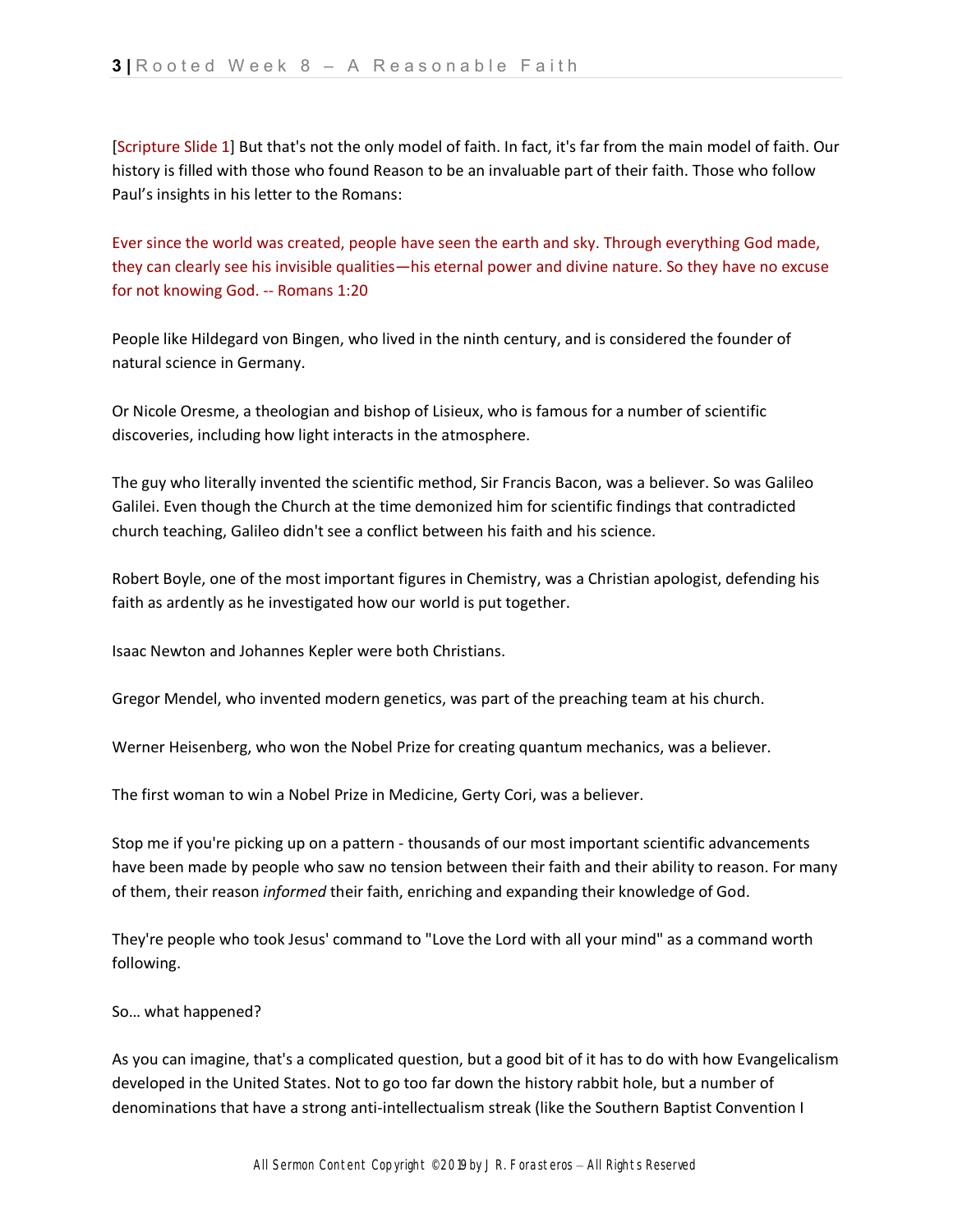[Scripture Slide 1] But that's not the only model of faith. In fact, it's far from the main model of faith. Our history is filled with those who found Reason to be an invaluable part of their faith. Those who follow Paul's insights in his letter to the Romans:

Ever since the world was created, people have seen the earth and sky. Through everything God made, they can clearly see his invisible qualities—his eternal power and divine nature. So they have no excuse for not knowing God. -- Romans 1:20

People like Hildegard von Bingen, who lived in the ninth century, and is considered the founder of natural science in Germany.

Or Nicole Oresme, a theologian and bishop of Lisieux, who is famous for a number of scientific discoveries, including how light interacts in the atmosphere.

The guy who literally invented the scientific method, Sir Francis Bacon, was a believer. So was Galileo Galilei. Even though the Church at the time demonized him for scientific findings that contradicted church teaching, Galileo didn't see a conflict between his faith and his science.

Robert Boyle, one of the most important figures in Chemistry, was a Christian apologist, defending his faith as ardently as he investigated how our world is put together.

Isaac Newton and Johannes Kepler were both Christians.

Gregor Mendel, who invented modern genetics, was part of the preaching team at his church.

Werner Heisenberg, who won the Nobel Prize for creating quantum mechanics, was a believer.

The first woman to win a Nobel Prize in Medicine, Gerty Cori, was a believer.

Stop me if you're picking up on a pattern - thousands of our most important scientific advancements have been made by people who saw no tension between their faith and their ability to reason. For many of them, their reason *informed* their faith, enriching and expanding their knowledge of God.

They're people who took Jesus' command to "Love the Lord with all your mind" as a command worth following.

So… what happened?

As you can imagine, that's a complicated question, but a good bit of it has to do with how Evangelicalism developed in the United States. Not to go too far down the history rabbit hole, but a number of denominations that have a strong anti-intellectualism streak (like the Southern Baptist Convention I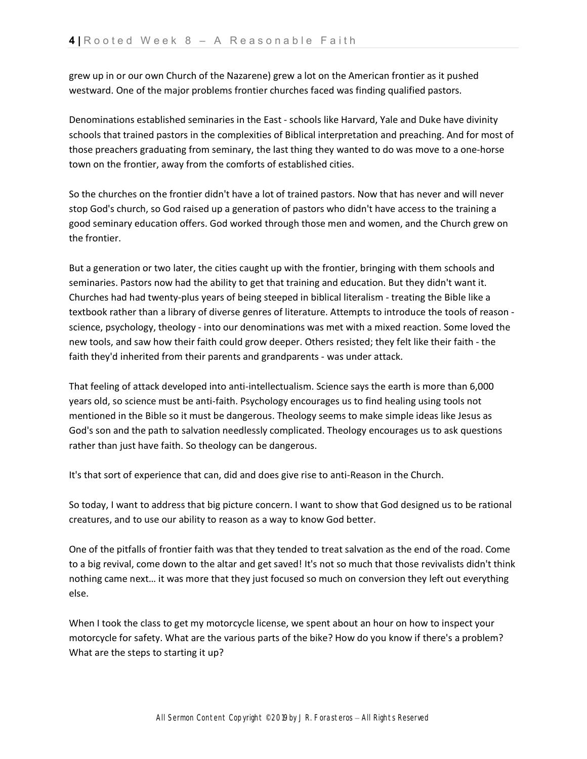grew up in or our own Church of the Nazarene) grew a lot on the American frontier as it pushed westward. One of the major problems frontier churches faced was finding qualified pastors.

Denominations established seminaries in the East - schools like Harvard, Yale and Duke have divinity schools that trained pastors in the complexities of Biblical interpretation and preaching. And for most of those preachers graduating from seminary, the last thing they wanted to do was move to a one-horse town on the frontier, away from the comforts of established cities.

So the churches on the frontier didn't have a lot of trained pastors. Now that has never and will never stop God's church, so God raised up a generation of pastors who didn't have access to the training a good seminary education offers. God worked through those men and women, and the Church grew on the frontier.

But a generation or two later, the cities caught up with the frontier, bringing with them schools and seminaries. Pastors now had the ability to get that training and education. But they didn't want it. Churches had had twenty-plus years of being steeped in biblical literalism - treating the Bible like a textbook rather than a library of diverse genres of literature. Attempts to introduce the tools of reason - science, psychology, theology - into our denominations was met with a mixed reaction. Some loved the new tools, and saw how their faith could grow deeper. Others resisted; they felt like their faith - the faith they'd inherited from their parents and grandparents - was under attack.

That feeling of attack developed into anti-intellectualism. Science says the earth is more than 6,000 years old, so science must be anti-faith. Psychology encourages us to find healing using tools not mentioned in the Bible so it must be dangerous. Theology seems to make simple ideas like Jesus as God's son and the path to salvation needlessly complicated. Theology encourages us to ask questions rather than just have faith. So theology can be dangerous.

It's that sort of experience that can, did and does give rise to anti-Reason in the Church.

So today, I want to address that big picture concern. I want to show that God designed us to be rational creatures, and to use our ability to reason as a way to know God better.

One of the pitfalls of frontier faith was that they tended to treat salvation as the end of the road. Come to a big revival, come down to the altar and get saved! It's not so much that those revivalists didn't think nothing came next… it was more that they just focused so much on conversion they left out everything else.

When I took the class to get my motorcycle license, we spent about an hour on how to inspect your motorcycle for safety. What are the various parts of the bike? How do you know if there's a problem? What are the steps to starting it up?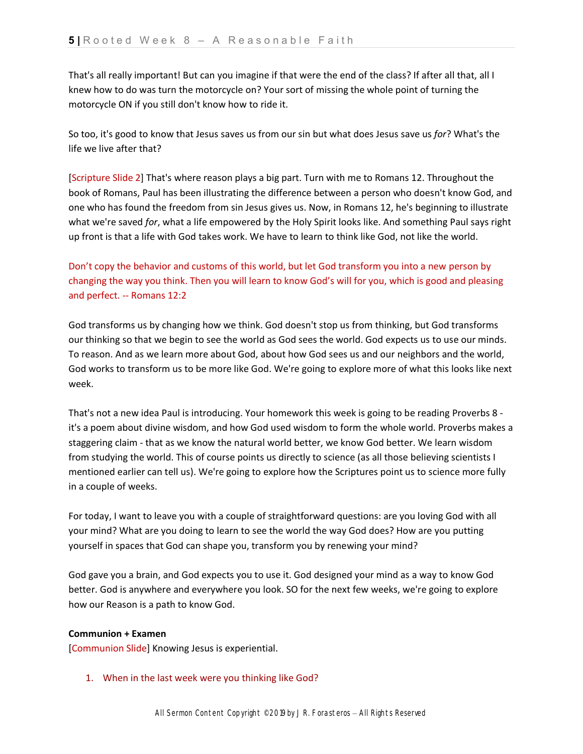That's all really important! But can you imagine if that were the end of the class? If after all that, all I knew how to do was turn the motorcycle on? Your sort of missing the whole point of turning the motorcycle ON if you still don't know how to ride it.

So too, it's good to know that Jesus saves us from our sin but what does Jesus save us *for*? What's the life we live after that?

[Scripture Slide 2] That's where reason plays a big part. Turn with me to Romans 12. Throughout the book of Romans, Paul has been illustrating the difference between a person who doesn't know God, and one who has found the freedom from sin Jesus gives us. Now, in Romans 12, he's beginning to illustrate what we're saved *for*, what a life empowered by the Holy Spirit looks like. And something Paul says right up front is that a life with God takes work. We have to learn to think like God, not like the world.

Don't copy the behavior and customs of this world, but let God transform you into a new person by changing the way you think. Then you will learn to know God's will for you, which is good and pleasing and perfect. -- Romans 12:2

God transforms us by changing how we think. God doesn't stop us from thinking, but God transforms our thinking so that we begin to see the world as God sees the world. God expects us to use our minds. To reason. And as we learn more about God, about how God sees us and our neighbors and the world, God works to transform us to be more like God. We're going to explore more of what this looks like next week.

That's not a new idea Paul is introducing. Your homework this week is going to be reading Proverbs 8 - it's a poem about divine wisdom, and how God used wisdom to form the whole world. Proverbs makes a staggering claim - that as we know the natural world better, we know God better. We learn wisdom from studying the world. This of course points us directly to science (as all those believing scientists I mentioned earlier can tell us). We're going to explore how the Scriptures point us to science more fully in a couple of weeks.

For today, I want to leave you with a couple of straightforward questions: are you loving God with all your mind? What are you doing to learn to see the world the way God does? How are you putting yourself in spaces that God can shape you, transform you by renewing your mind?

God gave you a brain, and God expects you to use it. God designed your mind as a way to know God better. God is anywhere and everywhere you look. SO for the next few weeks, we're going to explore how our Reason is a path to know God.

**Communion + Examen**

[Communion Slide] Knowing Jesus is experiential.

1. When in the last week were you thinking like God?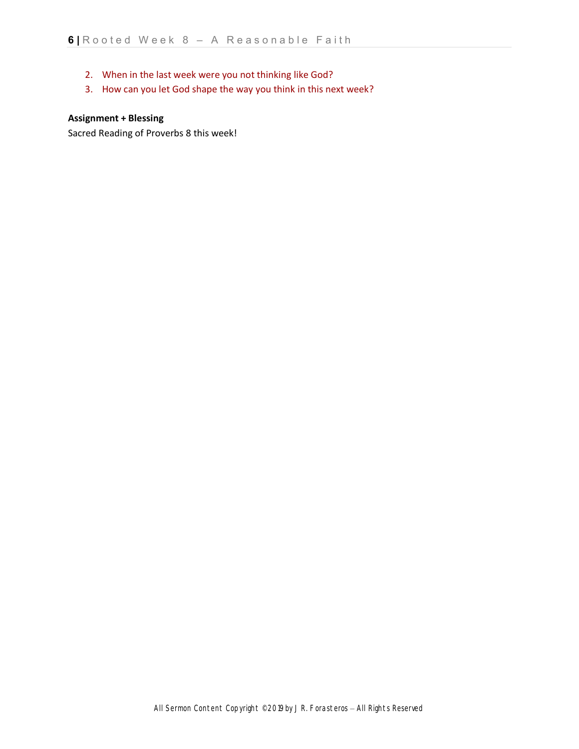2. When in the last week were you not thinking like God?
3. How can you let God shape the way you think in this next week?

**Assignment + Blessing**

Sacred Reading of Proverbs 8 this week!